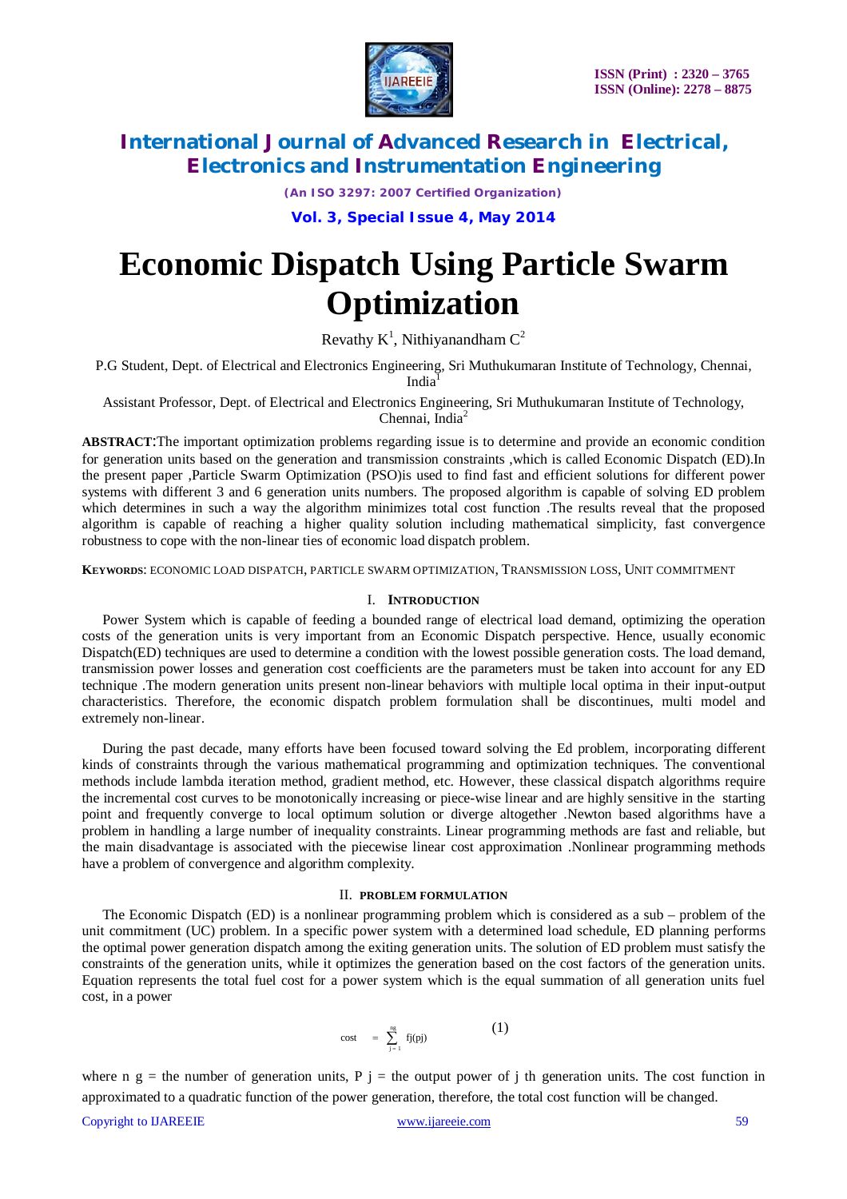# International Journal of Advanced Research in Electrical, Electronics and Instrumentation Engineering

*(An ISO 3297: 2007 Certified Organization)*

# Economic Dispatch Using Particle Swarm Optimization

Revathy K[1], Nithiyanandham C[2]

P.G Student, Dept. of Electrical and Electronics Engineering, Sri Muthukumaran Institute of Technology, Chennai, India[1]

Assistant Professor, Dept. of Electrical and Electronics Engineering, Sri Muthukumaran Institute of Technology, Chennai, India[2]

**ABSTRACT**:The important optimization problems regarding issue is to determine and provide an economic condition for generation units based on the generation and transmission constraints ,which is called Economic Dispatch (ED).In the present paper ,Particle Swarm Optimization (PSO)is used to find fast and efficient solutions for different power systems with different 3 and 6 generation units numbers. The proposed algorithm is capable of solving ED problem which determines in such a way the algorithm minimizes total cost function .The results reveal that the proposed algorithm is capable of reaching a higher quality solution including mathematical simplicity, fast convergence robustness to cope with the non-linear ties of economic load dispatch problem.

**KEYWORDS**: ECONOMIC LOAD DISPATCH, PARTICLE SWARM OPTIMIZATION, TRANSMISSION LOSS, UNIT COMMITMENT

## I. INTRODUCTION

Power System which is capable of feeding a bounded range of electrical load demand, optimizing the operation costs of the generation units is very important from an Economic Dispatch perspective. Hence, usually economic Dispatch(ED) techniques are used to determine a condition with the lowest possible generation costs. The load demand, transmission power losses and generation cost coefficients are the parameters must be taken into account for any ED technique .The modern generation units present non-linear behaviors with multiple local optima in their input-output characteristics. Therefore, the economic dispatch problem formulation shall be discontinues, multi model and extremely non-linear.

During the past decade, many efforts have been focused toward solving the Ed problem, incorporating different kinds of constraints through the various mathematical programming and optimization techniques. The conventional methods include lambda iteration method, gradient method, etc. However, these classical dispatch algorithms require the incremental cost curves to be monotonically increasing or piece-wise linear and are highly sensitive in the starting point and frequently converge to local optimum solution or diverge altogether .Newton based algorithms have a problem in handling a large number of inequality constraints. Linear programming methods are fast and reliable, but the main disadvantage is associated with the piecewise linear cost approximation .Nonlinear programming methods have a problem of convergence and algorithm complexity.

## II. PROBLEM FORMULATION

The Economic Dispatch (ED) is a nonlinear programming problem which is considered as a sub – problem of the unit commitment (UC) problem. In a specific power system with a determined load schedule, ED planning performs the optimal power generation dispatch among the exiting generation units. The solution of ED problem must satisfy the constraints of the generation units, while it optimizes the generation based on the cost factors of the generation units. Equation represents the total fuel cost for a power system which is the equal summation of all generation units fuel cost, in a power

$$\text{cost} = \sum_{j=1}^{ng} f_j(p_j) \qquad (1)$$

where n g = the number of generation units, P j = the output power of j th generation units. The cost function in approximated to a quadratic function of the power generation, therefore, the total cost function will be changed.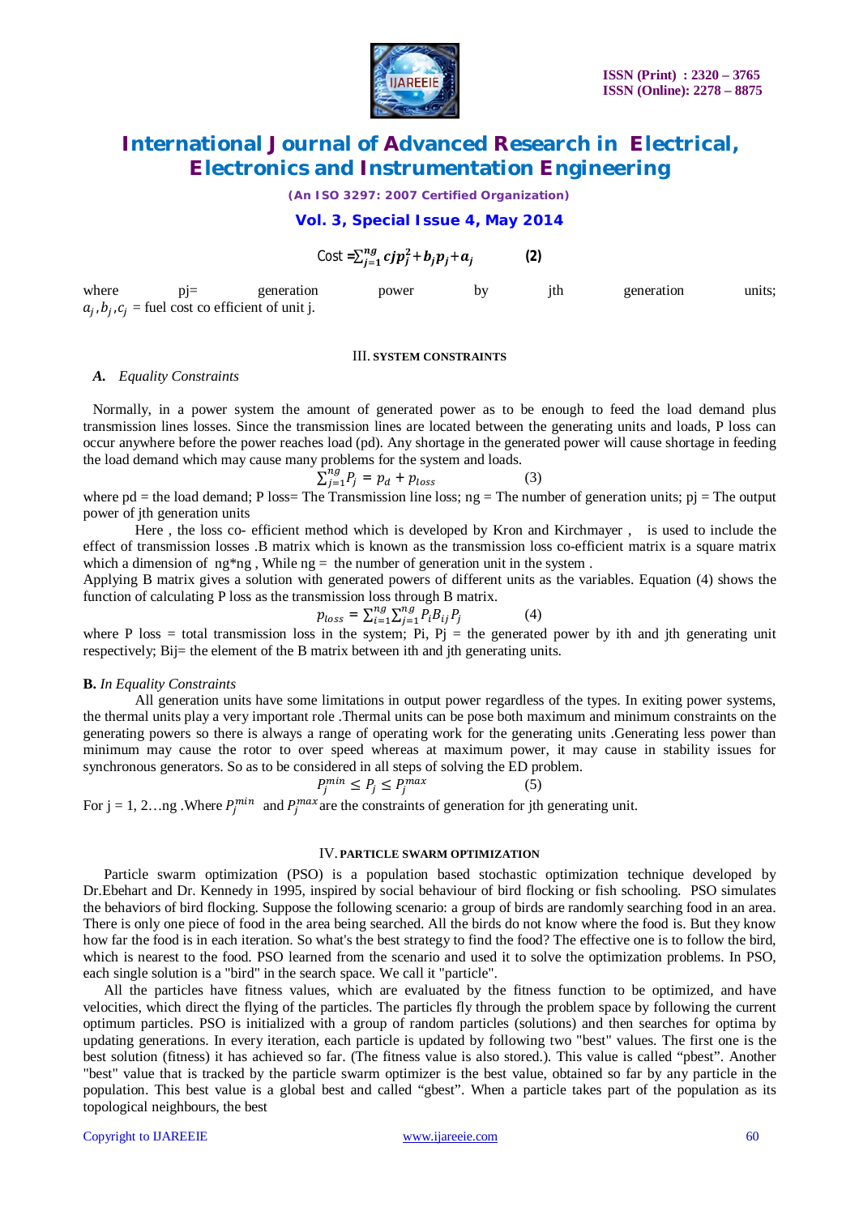$$\text{Cost} = \sum_{j=1}^{ng} c_j p_j^2 + b_j p_j + a_j \qquad \textbf{(2)}$$

where pj= generation power by jth generation units; $a_j, b_j, c_j$ = fuel cost co efficient of unit j.

## III. SYSTEM CONSTRAINTS

### A. *Equality Constraints*

Normally, in a power system the amount of generated power as to be enough to feed the load demand plus transmission lines losses. Since the transmission lines are located between the generating units and loads, P loss can occur anywhere before the power reaches load (pd). Any shortage in the generated power will cause shortage in feeding the load demand which may cause many problems for the system and loads.

$$\sum_{j=1}^{ng} P_j = p_d + p_{loss} \qquad (3)$$

where pd = the load demand; P loss= The Transmission line loss; ng = The number of generation units; pj = The output power of jth generation units

Here , the loss co- efficient method which is developed by Kron and Kirchmayer , is used to include the effect of transmission losses .B matrix which is known as the transmission loss co-efficient matrix is a square matrix which a dimension of ng*ng , While ng = the number of generation unit in the system .

Applying B matrix gives a solution with generated powers of different units as the variables. Equation (4) shows the function of calculating P loss as the transmission loss through B matrix.

$$p_{loss} = \sum_{i=1}^{ng} \sum_{j=1}^{ng} P_i B_{ij} P_j \qquad (4)$$

where P loss = total transmission loss in the system; Pi, Pj = the generated power by ith and jth generating unit respectively; Bij= the element of the B matrix between ith and jth generating units.

### B. *In Equality Constraints*

All generation units have some limitations in output power regardless of the types. In exiting power systems, the thermal units play a very important role .Thermal units can be pose both maximum and minimum constraints on the generating powers so there is always a range of operating work for the generating units .Generating less power than minimum may cause the rotor to over speed whereas at maximum power, it may cause in stability issues for synchronous generators. So as to be considered in all steps of solving the ED problem.

$$P_j^{min} \le P_j \le P_j^{max} \qquad (5)$$

For j = 1, 2…ng .Where $P_j^{min}$ and $P_j^{max}$ are the constraints of generation for jth generating unit.

## IV. PARTICLE SWARM OPTIMIZATION

Particle swarm optimization (PSO) is a population based stochastic optimization technique developed by Dr.Ebehart and Dr. Kennedy in 1995, inspired by social behaviour of bird flocking or fish schooling. PSO simulates the behaviors of bird flocking. Suppose the following scenario: a group of birds are randomly searching food in an area. There is only one piece of food in the area being searched. All the birds do not know where the food is. But they know how far the food is in each iteration. So what's the best strategy to find the food? The effective one is to follow the bird, which is nearest to the food. PSO learned from the scenario and used it to solve the optimization problems. In PSO, each single solution is a "bird" in the search space. We call it "particle".

All the particles have fitness values, which are evaluated by the fitness function to be optimized, and have velocities, which direct the flying of the particles. The particles fly through the problem space by following the current optimum particles. PSO is initialized with a group of random particles (solutions) and then searches for optima by updating generations. In every iteration, each particle is updated by following two "best" values. The first one is the best solution (fitness) it has achieved so far. (The fitness value is also stored.). This value is called "pbest". Another "best" value that is tracked by the particle swarm optimizer is the best value, obtained so far by any particle in the population. This best value is a global best and called "gbest". When a particle takes part of the population as its topological neighbours, the best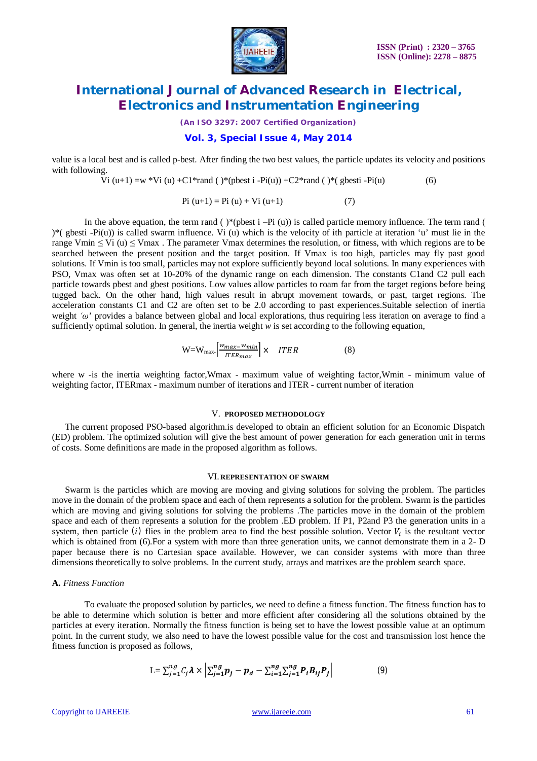value is a local best and is called p-best. After finding the two best values, the particle updates its velocity and positions with following.

$$Vi\ (u+1) = w * Vi\ (u) + C1*rand\ ( )*(pbest\ i - Pi(u)) + C2*rand\ ( )*(\ gbesti - Pi(u) \qquad (6)$$

$$Pi\ (u+1) = Pi\ (u) + Vi\ (u+1) \qquad (7)$$

In the above equation, the term rand ( )*(pbest i –Pi (u)) is called particle memory influence. The term rand ( )*( gbesti -Pi(u)) is called swarm influence. Vi (u) which is the velocity of ith particle at iteration 'u' must lie in the range Vmin ≤ Vi (u) ≤ Vmax . The parameter Vmax determines the resolution, or fitness, with which regions are to be searched between the present position and the target position. If Vmax is too high, particles may fly past good solutions. If Vmin is too small, particles may not explore sufficiently beyond local solutions. In many experiences with PSO, Vmax was often set at 10-20% of the dynamic range on each dimension. The constants C1and C2 pull each particle towards pbest and gbest positions. Low values allow particles to roam far from the target regions before being tugged back. On the other hand, high values result in abrupt movement towards, or past, target regions. The acceleration constants C1 and C2 are often set to be 2.0 according to past experiences.Suitable selection of inertia weight *'ω'* provides a balance between global and local explorations, thus requiring less iteration on average to find a sufficiently optimal solution. In general, the inertia weight *w* is set according to the following equation,

$$W = W_{max} - \left[\frac{w_{max} - w_{min}}{ITER_{max}}\right] \times \quad ITER \qquad (8)$$

where w -is the inertia weighting factor,Wmax - maximum value of weighting factor,Wmin - minimum value of weighting factor, ITERmax - maximum number of iterations and ITER - current number of iteration

## V. PROPOSED METHODOLOGY

The current proposed PSO-based algorithm.is developed to obtain an efficient solution for an Economic Dispatch (ED) problem. The optimized solution will give the best amount of power generation for each generation unit in terms of costs. Some definitions are made in the proposed algorithm as follows.

## VI. REPRESENTATION OF SWARM

Swarm is the particles which are moving are moving and giving solutions for solving the problem. The particles move in the domain of the problem space and each of them represents a solution for the problem. Swarm is the particles which are moving and giving solutions for solving the problems .The particles move in the domain of the problem space and each of them represents a solution for the problem .ED problem. If P1, P2and P3 the generation units in a system, then particle $(i)$ flies in the problem area to find the best possible solution. Vector $V_i$ is the resultant vector which is obtained from (6).For a system with more than three generation units, we cannot demonstrate them in a 2- D paper because there is no Cartesian space available. However, we can consider systems with more than three dimensions theoretically to solve problems. In the current study, arrays and matrixes are the problem search space.

### A. *Fitness Function*

To evaluate the proposed solution by particles, we need to define a fitness function. The fitness function has to be able to determine which solution is better and more efficient after considering all the solutions obtained by the particles at every iteration. Normally the fitness function is being set to have the lowest possible value at an optimum point. In the current study, we also need to have the lowest possible value for the cost and transmission lost hence the fitness function is proposed as follows,

$$L = \sum_{j=1}^{ng} C_j \boldsymbol{\lambda} \times \left|\sum_{j=1}^{ng} \boldsymbol{p_j} - \boldsymbol{p_d} - \sum_{i=1}^{ng}\sum_{j=1}^{ng} \boldsymbol{P_i B_{ij} P_j}\right| \qquad (9)$$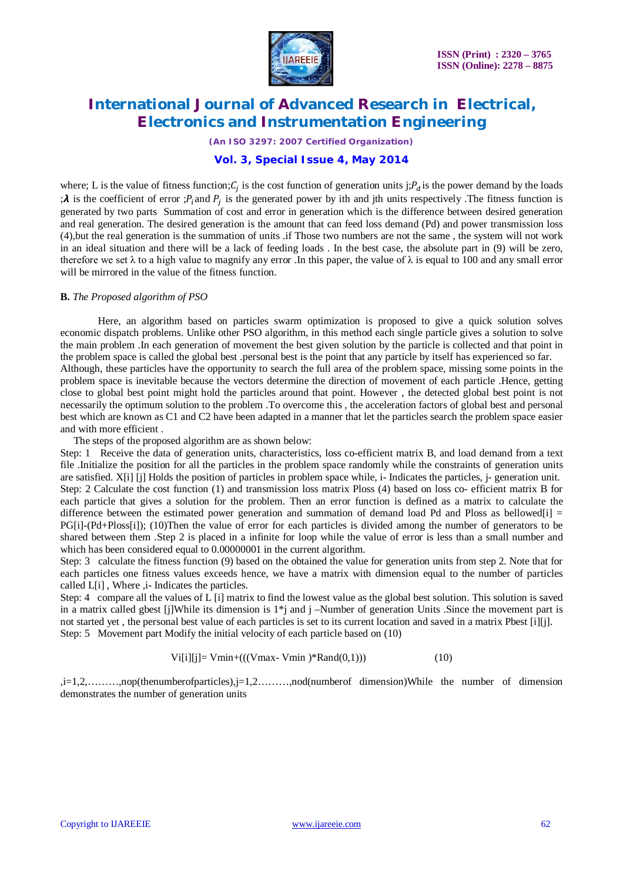where; L is the value of fitness function;$C_j$ is the cost function of generation units j;$P_d$ is the power demand by the loads ;$\boldsymbol{\lambda}$ is the coefficient of error ;$P_i$ and $P_j$ is the generated power by ith and jth units respectively .The fitness function is generated by two parts Summation of cost and error in generation which is the difference between desired generation and real generation. The desired generation is the amount that can feed loss demand (Pd) and power transmission loss (4),but the real generation is the summation of units .if Those two numbers are not the same , the system will not work in an ideal situation and there will be a lack of feeding loads . In the best case, the absolute part in (9) will be zero, therefore we set λ to a high value to magnify any error .In this paper, the value of λ is equal to 100 and any small error will be mirrored in the value of the fitness function.

**B.** *The Proposed algorithm of PSO*

Here, an algorithm based on particles swarm optimization is proposed to give a quick solution solves economic dispatch problems. Unlike other PSO algorithm, in this method each single particle gives a solution to solve the main problem .In each generation of movement the best given solution by the particle is collected and that point in the problem space is called the global best .personal best is the point that any particle by itself has experienced so far.
Although, these particles have the opportunity to search the full area of the problem space, missing some points in the problem space is inevitable because the vectors determine the direction of movement of each particle .Hence, getting close to global best point might hold the particles around that point. However , the detected global best point is not necessarily the optimum solution to the problem .To overcome this , the acceleration factors of global best and personal best which are known as C1 and C2 have been adapted in a manner that let the particles search the problem space easier and with more efficient .

The steps of the proposed algorithm are as shown below:

Step: 1 Receive the data of generation units, characteristics, loss co-efficient matrix B, and load demand from a text file .Initialize the position for all the particles in the problem space randomly while the constraints of generation units are satisfied. X[i] [j] Holds the position of particles in problem space while, i- Indicates the particles, j- generation unit.

Step: 2 Calculate the cost function (1) and transmission loss matrix Ploss (4) based on loss co- efficient matrix B for each particle that gives a solution for the problem. Then an error function is defined as a matrix to calculate the difference between the estimated power generation and summation of demand load Pd and Ploss as bellowed[i] = PG[i]-(Pd+Ploss[i]); (10)Then the value of error for each particles is divided among the number of generators to be shared between them .Step 2 is placed in a infinite for loop while the value of error is less than a small number and which has been considered equal to 0.00000001 in the current algorithm.

Step: 3 calculate the fitness function (9) based on the obtained the value for generation units from step 2. Note that for each particles one fitness values exceeds hence, we have a matrix with dimension equal to the number of particles called L[i] , Where ,i- Indicates the particles.

Step: 4 compare all the values of L [i] matrix to find the lowest value as the global best solution. This solution is saved in a matrix called gbest [j]While its dimension is 1*j and j –Number of generation Units .Since the movement part is not started yet , the personal best value of each particles is set to its current location and saved in a matrix Pbest [i][j].

Step: 5 Movement part Modify the initial velocity of each particle based on (10)

$$Vi[i][j]= Vmin+(((Vmax- Vmin )*Rand(0,1))) \qquad (10)$$

,i=1,2………,nop(thenumberofparticles),j=1,2………,nod(numberof dimension)While the number of dimension demonstrates the number of generation units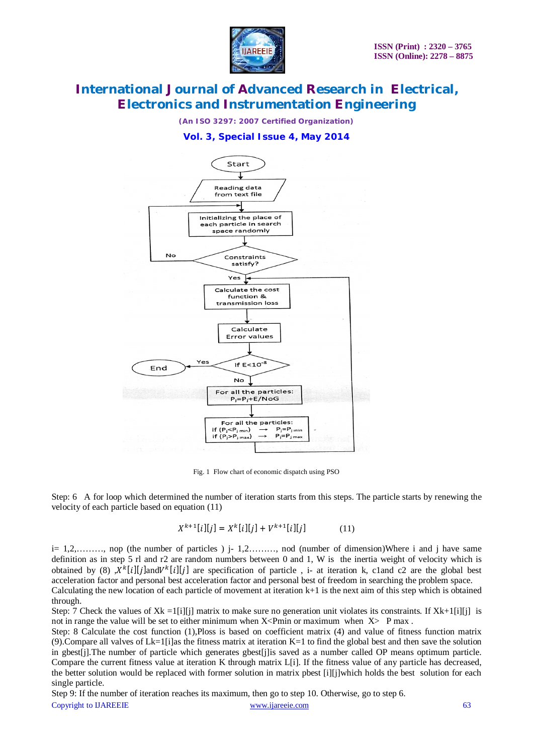Fig. 1 Flow chart of economic dispatch using PSO

Step: 6 A for loop which determined the number of iteration starts from this steps. The particle starts by renewing the velocity of each particle based on equation (11)

$$X^{k+1}[i][j] = X^k[i][j] + V^{k+1}[i][j] \qquad (11)$$

i= 1,2,………, nop (the number of particles ) j- 1,2………, nod (number of dimension)Where i and j have same definition as in step 5 rl and r2 are random numbers between 0 and 1, W is the inertia weight of velocity which is obtained by (8) ,$X^k[i][j]$and$V^k[i][j]$ are specification of particle , i- at iteration k, c1and c2 are the global best acceleration factor and personal best acceleration factor and personal best of freedom in searching the problem space. Calculating the new location of each particle of movement at iteration k+1 is the next aim of this step which is obtained through.

Step: 7 Check the values of Xk =1[i][j] matrix to make sure no generation unit violates its constraints. If Xk+1[i][j] is not in range the value will be set to either minimum when X<Pmin or maximum when X> P max .

Step: 8 Calculate the cost function (1),Ploss is based on coefficient matrix (4) and value of fitness function matrix (9).Compare all valves of Lk=1[i]as the fitness matrix at iteration K=1 to find the global best and then save the solution in gbest[j].The number of particle which generates gbest[j]is saved as a number called OP means optimum particle. Compare the current fitness value at iteration K through matrix L[i]. If the fitness value of any particle has decreased, the better solution would be replaced with former solution in matrix pbest [i][j]which holds the best solution for each single particle.

Step 9: If the number of iteration reaches its maximum, then go to step 10. Otherwise, go to step 6.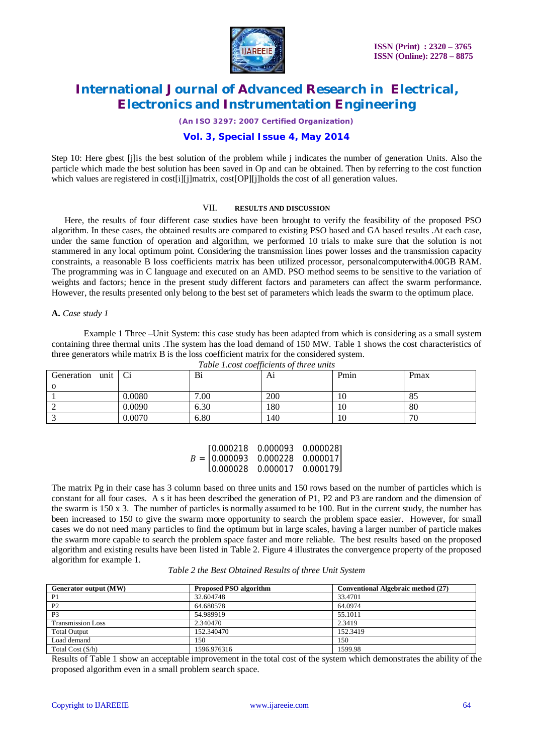Step 10: Here gbest [j]is the best solution of the problem while j indicates the number of generation Units. Also the particle which made the best solution has been saved in Op and can be obtained. Then by referring to the cost function which values are registered in cost[i][j]matrix, cost[OP][j]holds the cost of all generation values.

## VII. RESULTS AND DISCUSSION

Here, the results of four different case studies have been brought to verify the feasibility of the proposed PSO algorithm. In these cases, the obtained results are compared to existing PSO based and GA based results .At each case, under the same function of operation and algorithm, we performed 10 trials to make sure that the solution is not stammered in any local optimum point. Considering the transmission lines power losses and the transmission capacity constraints, a reasonable B loss coefficients matrix has been utilized processor, personalcomputerwith4.00GB RAM. The programming was in C language and executed on an AMD. PSO method seems to be sensitive to the variation of weights and factors; hence in the present study different factors and parameters can affect the swarm performance. However, the results presented only belong to the best set of parameters which leads the swarm to the optimum place.

### A. *Case study 1*

Example 1 Three –Unit System: this case study has been adapted from which is considering as a small system containing three thermal units .The system has the load demand of 150 MW. Table 1 shows the cost characteristics of three generators while matrix B is the loss coefficient matrix for the considered system.

*Table 1.cost coefficients of three units*

| Generation unit o | Ci | Bi | Ai | Pmin | Pmax |
|---|---|---|---|---|---|
| 1 | 0.0080 | 7.00 | 200 | 10 | 85 |
| 2 | 0.0090 | 6.30 | 180 | 10 | 80 |
| 3 | 0.0070 | 6.80 | 140 | 10 | 70 |

$$B = \begin{bmatrix} 0.000218 & 0.000093 & 0.000028 \\ 0.000093 & 0.000228 & 0.000017 \\ 0.000028 & 0.000017 & 0.000179 \end{bmatrix}$$

The matrix Pg in their case has 3 column based on three units and 150 rows based on the number of particles which is constant for all four cases. A s it has been described the generation of P1, P2 and P3 are random and the dimension of the swarm is 150 x 3. The number of particles is normally assumed to be 100. But in the current study, the number has been increased to 150 to give the swarm more opportunity to search the problem space easier. However, for small cases we do not need many particles to find the optimum but in large scales, having a larger number of particle makes the swarm more capable to search the problem space faster and more reliable. The best results based on the proposed algorithm and existing results have been listed in Table 2. Figure 4 illustrates the convergence property of the proposed algorithm for example 1.

*Table 2 the Best Obtained Results of three Unit System*

| Generator output (MW) | Proposed PSO algorithm | Conventional Algebraic method (27) |
|---|---|---|
| P1 | 32.604748 | 33.4701 |
| P2 | 64.680578 | 64.0974 |
| P3 | 54.989919 | 55.1011 |
| Transmission Loss | 2.340470 | 2.3419 |
| Total Output | 152.340470 | 152.3419 |
| Load demand | 150 | 150 |
| Total Cost (S/h) | 1596.976316 | 1599.98 |

Results of Table 1 show an acceptable improvement in the total cost of the system which demonstrates the ability of the proposed algorithm even in a small problem search space.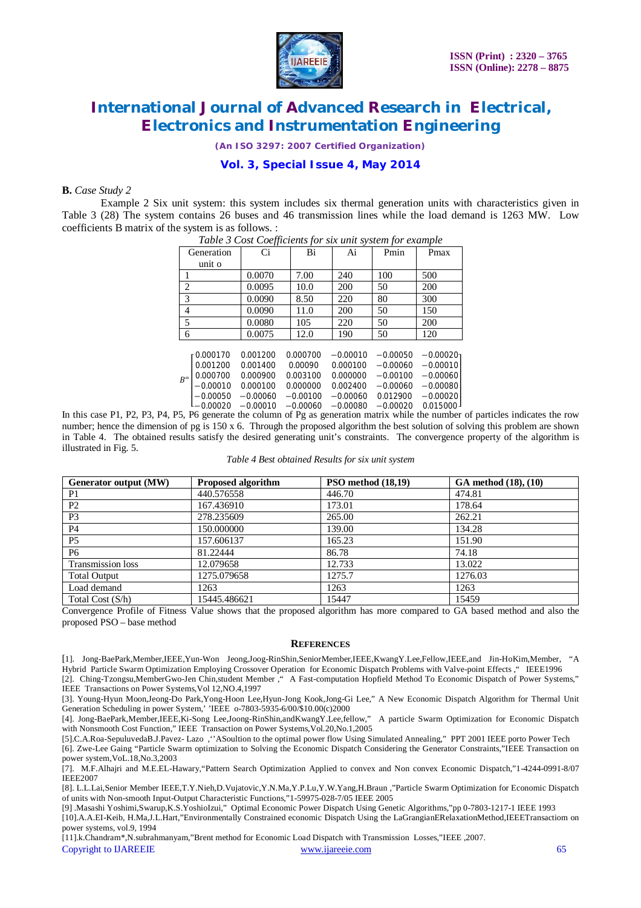**B.** *Case Study 2*

Example 2 Six unit system: this system includes six thermal generation units with characteristics given in Table 3 (28) The system contains 26 buses and 46 transmission lines while the load demand is 1263 MW. Low coefficients B matrix of the system is as follows. :

*Table 3 Cost Coefficients for six unit system for example*

| Generation unit o | Ci | Bi | Ai | Pmin | Pmax |
|---|---|---|---|---|---|
| 1 | 0.0070 | 7.00 | 240 | 100 | 500 |
| 2 | 0.0095 | 10.0 | 200 | 50 | 200 |
| 3 | 0.0090 | 8.50 | 220 | 80 | 300 |
| 4 | 0.0090 | 11.0 | 200 | 50 | 150 |
| 5 | 0.0080 | 105 | 220 | 50 | 200 |
| 6 | 0.0075 | 12.0 | 190 | 50 | 120 |

$$B=\begin{bmatrix} 0.000170 & 0.001200 & 0.000700 & -0.00010 & -0.00050 & -0.00020 \\ 0.001200 & 0.001400 & 0.00090 & 0.000100 & -0.00060 & -0.00010 \\ 0.000700 & 0.000900 & 0.003100 & 0.000000 & -0.00100 & -0.00060 \\ -0.00010 & 0.000100 & 0.000000 & 0.002400 & -0.00060 & -0.00080 \\ -0.00050 & -0.00060 & -0.00100 & -0.00060 & 0.012900 & -0.00020 \\ -0.00020 & -0.00010 & -0.00060 & -0.00080 & -0.00020 & 0.015000 \end{bmatrix}$$

In this case P1, P2, P3, P4, P5, P6 generate the column of Pg as generation matrix while the number of particles indicates the row number; hence the dimension of pg is 150 x 6. Through the proposed algorithm the best solution of solving this problem are shown in Table 4. The obtained results satisfy the desired generating unit's constraints. The convergence property of the algorithm is illustrated in Fig. 5.

*Table 4 Best obtained Results for six unit system*

| Generator output (MW) | Proposed algorithm | PSO method (18,19) | GA method (18), (10) |
|---|---|---|---|
| P1 | 440.576558 | 446.70 | 474.81 |
| P2 | 167.436910 | 173.01 | 178.64 |
| P3 | 278.235609 | 265.00 | 262.21 |
| P4 | 150.000000 | 139.00 | 134.28 |
| P5 | 157.606137 | 165.23 | 151.90 |
| P6 | 81.22444 | 86.78 | 74.18 |
| Transmission loss | 12.079658 | 12.733 | 13.022 |
| Total Output | 1275.079658 | 1275.7 | 1276.03 |
| Load demand | 1263 | 1263 | 1263 |
| Total Cost (S/h) | 15445.486621 | 15447 | 15459 |

Convergence Profile of Fitness Value shows that the proposed algorithm has more compared to GA based method and also the proposed PSO – base method

## REFERENCES

[1]. Jong-BaePark,Member,IEEE,Yun-Won Jeong,Joog-RinShin,SeniorMember,IEEE,KwangY.Lee,Fellow,IEEE,and Jin-HoKim,Member, "A Hybrid Particle Swarm Optimization Employing Crossover Operation for Economic Dispatch Problems with Valve-point Effects ," IEEE1996

[2]. Ching-Tzongsu,MemberGwo-Jen Chin,student Member ," A Fast-computation Hopfield Method To Economic Dispatch of Power Systems," IEEE Transactions on Power Systems,Vol 12,NO.4,1997

[3]. Young-Hyun Moon,Jeong-Do Park,Yong-Hoon Lee,Hyun-Jong Kook,Jong-Gi Lee," A New Economic Dispatch Algorithm for Thermal Unit Generation Scheduling in power System,' 'IEEE o-7803-5935-6/00/$10.00(c)2000

[4]. Jong-BaePark,Member,IEEE,Ki-Song Lee,Joong-RinShin,andKwangY.Lee,fellow," A particle Swarm Optimization for Economic Dispatch with Nonsmooth Cost Function," IEEE Transaction on Power Systems,Vol.20,No.1,2005

[5].C.A.Roa-SepuluvedaB.J.Pavez- Lazo ,''ASoultion to the optimal power flow Using Simulated Annealing," PPT 2001 IEEE porto Power Tech

[6]. Zwe-Lee Gaing "Particle Swarm optimization to Solving the Economic Dispatch Considering the Generator Constraints,"IEEE Transaction on power system,VoL.18,No.3,2003

[7]. M.F.Alhajri and M.E.EL-Hawary,"Pattern Search Optimization Applied to convex and Non convex Economic Dispatch,"1-4244-0991-8/07 IEEE2007

[8]. L.L.Lai,Senior Member IEEE,T.Y.Nieh,D.Vujatovic,Y.N.Ma,Y.P.Lu,Y.W.Yang,H.Braun ,"Particle Swarm Optimization for Economic Dispatch of units with Non-smooth Input-Output Characteristic Functions,"1-59975-028-7/05 IEEE 2005

[9] .Masashi Yoshimi,Swarup,K.S.YoshioIzui," Optimal Economic Power Dispatch Using Genetic Algorithms,"pp 0-7803-1217-1 IEEE 1993

[10].A.A.EI-Keib, H.Ma,J.L.Hart,"Environmentally Constrained economic Dispatch Using the LaGrangianERelaxationMethod,IEEETransactiom on power systems, vol.9, 1994

[11].k.Chandram*,N.subrahmanyam,"Brent method for Economic Load Dispatch with Transmission Losses,"IEEE ,2007.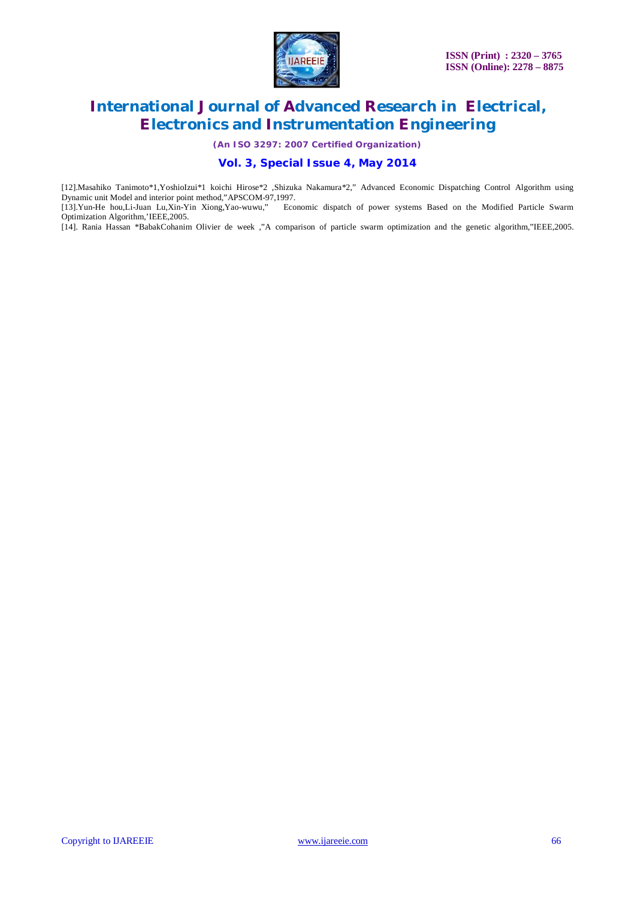[12].Masahiko Tanimoto*1,YoshioIzui*1 koichi Hirose*2 ,Shizuka Nakamura*2," Advanced Economic Dispatching Control Algorithm using Dynamic unit Model and interior point method,"APSCOM-97,1997.

[13].Yun-He hou,Li-Juan Lu,Xin-Yin Xiong,Yao-wuwu," Economic dispatch of power systems Based on the Modified Particle Swarm Optimization Algorithm,'IEEE,2005.

[14]. Rania Hassan *BabakCohanim Olivier de week ,"A comparison of particle swarm optimization and the genetic algorithm,"IEEE,2005.